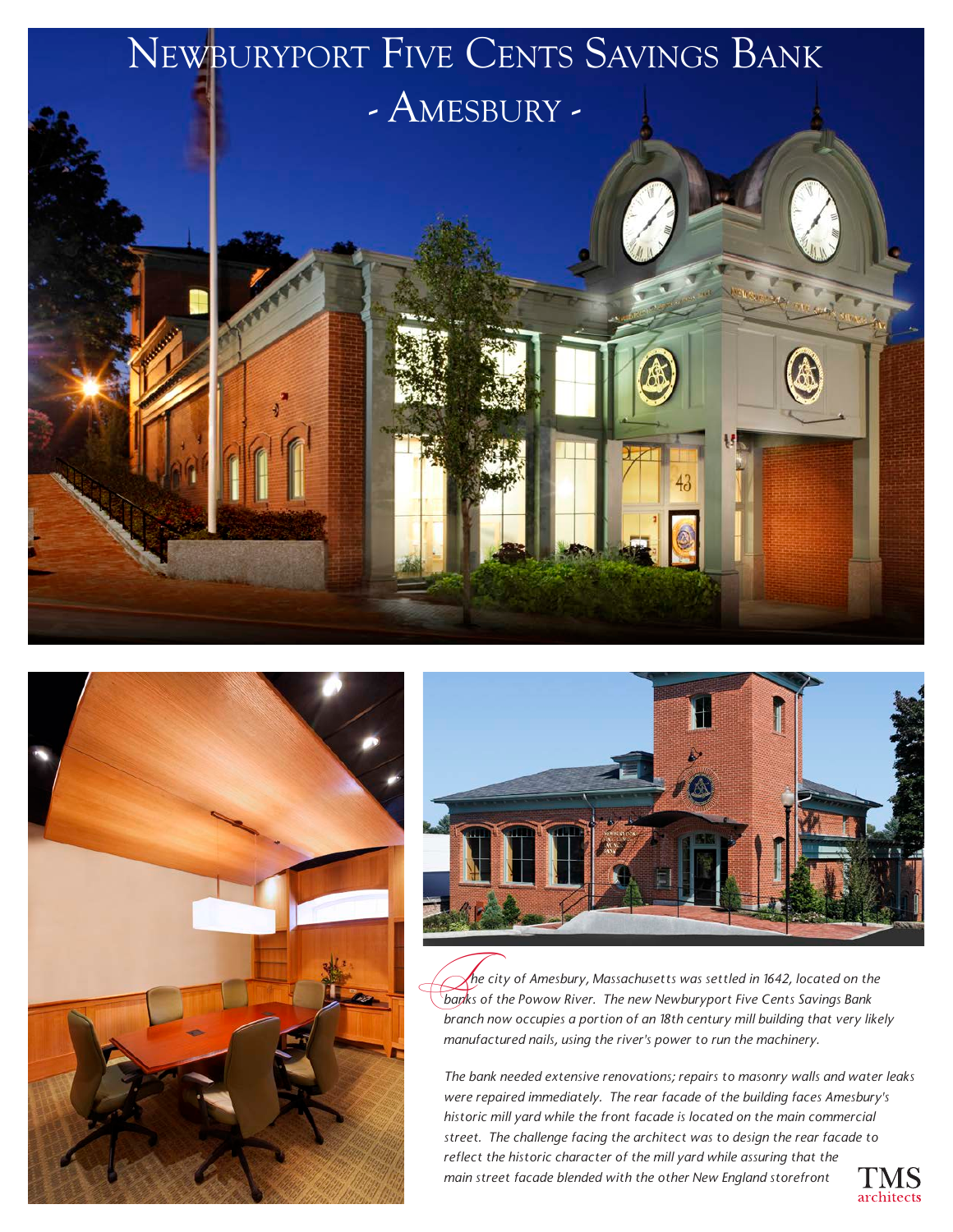# Newburyport Five Cents Savings Bank

## - Amesbury -

*The city of Amesbury, Massachusetts was settled in 1642, located on the banks of the Powow River. The new Newburyport Five Cents Savings Bank branch now occupies a portion of an 18th century mill building that very likely manufactured nails, using the river's power to run the machinery.*

*The bank needed extensive renovations; repairs to masonry walls and water leaks were repaired immediately. The rear facade of the building faces Amesbury's historic mill yard while the front facade is located on the main commercial street. The challenge facing the architect was to design the rear facade to reflect the historic character of the mill yard while assuring that the main street facade blended with the other New England storefront*

TMS architects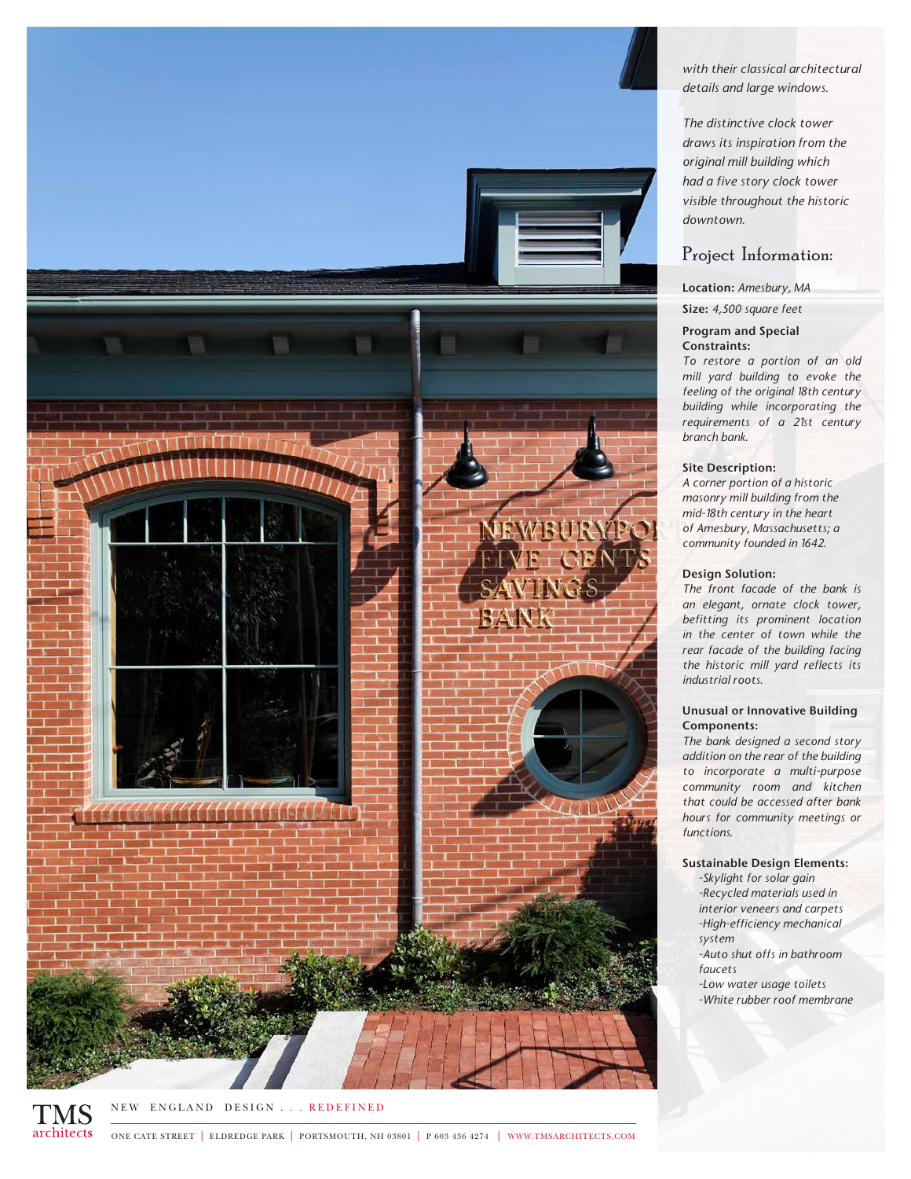*with their classical architectural details and large windows.*

*The distinctive clock tower draws its inspiration from the original mill building which had a five story clock tower visible throughout the historic downtown.*

## Project Information:

**Location:** *Amesbury, MA*

**Size:** *4,500 square feet*

**Program and Special Constraints:**
*To restore a portion of an old mill yard building to evoke the feeling of the original 18th century building while incorporating the requirements of a 21st century branch bank.*

**Site Description:**
*A corner portion of a historic masonry mill building from the mid-18th century in the heart of Amesbury, Massachusetts; a community founded in 1642.*

**Design Solution:**
*The front facade of the bank is an elegant, ornate clock tower, befitting its prominent location in the center of town while the rear facade of the building facing the historic mill yard reflects its industrial roots.*

**Unusual or Innovative Building Components:**
*The bank designed a second story addition on the rear of the building to incorporate a multi-purpose community room and kitchen that could be accessed after bank hours for community meetings or functions.*

**Sustainable Design Elements:**
- *Skylight for solar gain*
- *Recycled materials used in interior veneers and carpets*
- *High-efficiency mechanical system*
- *Auto shut offs in bathroom faucets*
- *Low water usage toilets*
- *White rubber roof membrane*

TMS architects

NEW ENGLAND DESIGN . . . REDEFINED

ONE CATE STREET | ELDREDGE PARK | PORTSMOUTH, NH 03801 | P 603 436 4274 | WWW.TMSARCHITECTS.COM